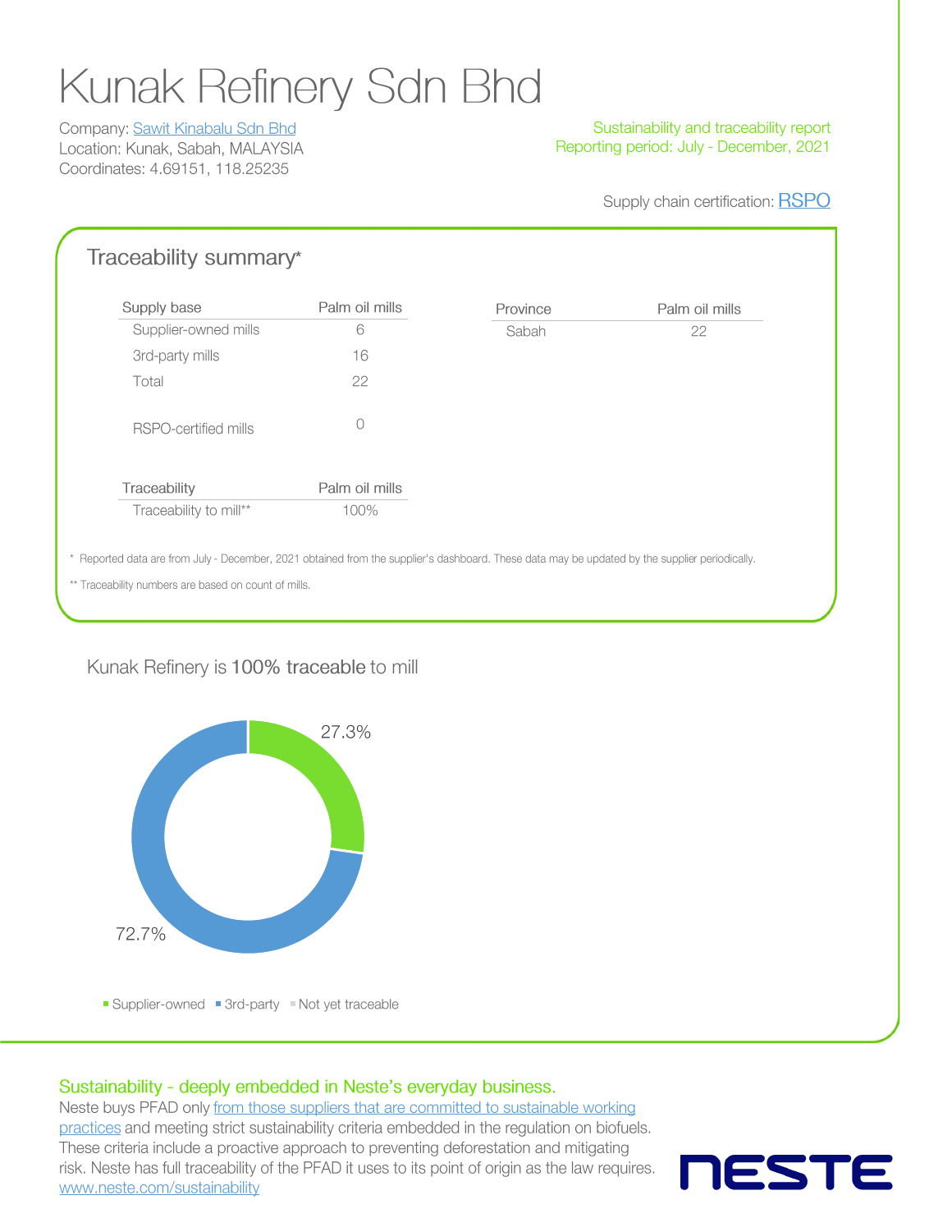# Kunak Refinery Sdn Bhd

Company: Sawit Kinabalu Sdn Bhd
Location: Kunak, Sabah, MALAYSIA
Coordinates: 4.69151, 118.25235

Sustainability and traceability report
Reporting period: July - December, 2021

Supply chain certification: RSPO

## Traceability summary*

| Supply base | Palm oil mills |
|---|---|
| Supplier-owned mills | 6 |
| 3rd-party mills | 16 |
| Total | 22 |
| RSPO-certified mills | 0 |

| Province | Palm oil mills |
|---|---|
| Sabah | 22 |

| Traceability | Palm oil mills |
|---|---|
| Traceability to mill** | 100% |

\* Reported data are from July - December, 2021 obtained from the supplier's dashboard. These data may be updated by the supplier periodically.

\** Traceability numbers are based on count of mills.

Kunak Refinery is **100% traceable** to mill

27.3%

72.7%

Supplier-owned | 3rd-party | Not yet traceable

**Sustainability - deeply embedded in Neste's everyday business.**
Neste buys PFAD only from those suppliers that are committed to sustainable working practices and meeting strict sustainability criteria embedded in the regulation on biofuels. These criteria include a proactive approach to preventing deforestation and mitigating risk. Neste has full traceability of the PFAD it uses to its point of origin as the law requires.
www.neste.com/sustainability

NESTE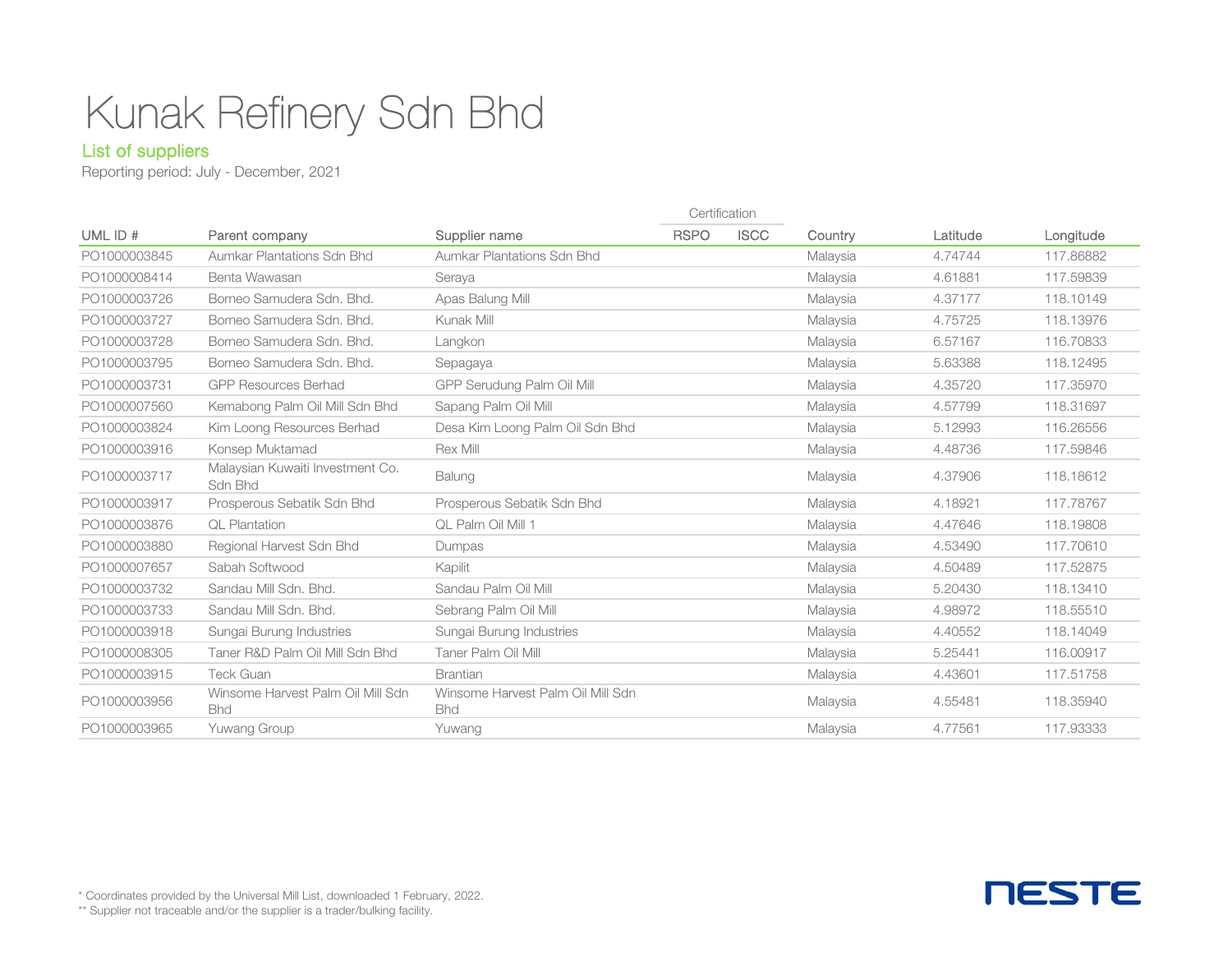# Kunak Refinery Sdn Bhd

## List of suppliers

Reporting period: July - December, 2021

| UML ID # | Parent company | Supplier name | Certification | | Country | Latitude | Longitude |
|---|---|---|---|---|---|---|---|
| | | | RSPO | ISCC | | | |
| PO1000003845 | Aumkar Plantations Sdn Bhd | Aumkar Plantations Sdn Bhd | | | Malaysia | 4.74744 | 117.86882 |
| PO1000008414 | Benta Wawasan | Seraya | | | Malaysia | 4.61881 | 117.59839 |
| PO1000003726 | Borneo Samudera Sdn. Bhd. | Apas Balung Mill | | | Malaysia | 4.37177 | 118.10149 |
| PO1000003727 | Borneo Samudera Sdn. Bhd. | Kunak Mill | | | Malaysia | 4.75725 | 118.13976 |
| PO1000003728 | Borneo Samudera Sdn. Bhd. | Langkon | | | Malaysia | 6.57167 | 116.70833 |
| PO1000003795 | Borneo Samudera Sdn. Bhd. | Sepagaya | | | Malaysia | 5.63388 | 118.12495 |
| PO1000003731 | GPP Resources Berhad | GPP Serudung Palm Oil Mill | | | Malaysia | 4.35720 | 117.35970 |
| PO1000007560 | Kemabong Palm Oil Mill Sdn Bhd | Sapang Palm Oil Mill | | | Malaysia | 4.57799 | 118.31697 |
| PO1000003824 | Kim Loong Resources Berhad | Desa Kim Loong Palm Oil Sdn Bhd | | | Malaysia | 5.12993 | 116.26556 |
| PO1000003916 | Konsep Muktamad | Rex Mill | | | Malaysia | 4.48736 | 117.59846 |
| PO1000003717 | Malaysian Kuwaiti Investment Co. Sdn Bhd | Balung | | | Malaysia | 4.37906 | 118.18612 |
| PO1000003917 | Prosperous Sebatik Sdn Bhd | Prosperous Sebatik Sdn Bhd | | | Malaysia | 4.18921 | 117.78767 |
| PO1000003876 | QL Plantation | QL Palm Oil Mill 1 | | | Malaysia | 4.47646 | 118.19808 |
| PO1000003880 | Regional Harvest Sdn Bhd | Dumpas | | | Malaysia | 4.53490 | 117.70610 |
| PO1000007657 | Sabah Softwood | Kapilit | | | Malaysia | 4.50489 | 117.52875 |
| PO1000003732 | Sandau Mill Sdn. Bhd. | Sandau Palm Oil Mill | | | Malaysia | 5.20430 | 118.13410 |
| PO1000003733 | Sandau Mill Sdn. Bhd. | Sebrang Palm Oil Mill | | | Malaysia | 4.98972 | 118.55510 |
| PO1000003918 | Sungai Burung Industries | Sungai Burung Industries | | | Malaysia | 4.40552 | 118.14049 |
| PO1000008305 | Taner R&D Palm Oil Mill Sdn Bhd | Taner Palm Oil Mill | | | Malaysia | 5.25441 | 116.00917 |
| PO1000003915 | Teck Guan | Brantian | | | Malaysia | 4.43601 | 117.51758 |
| PO1000003956 | Winsome Harvest Palm Oil Mill Sdn Bhd | Winsome Harvest Palm Oil Mill Sdn Bhd | | | Malaysia | 4.55481 | 118.35940 |
| PO1000003965 | Yuwang Group | Yuwang | | | Malaysia | 4.77561 | 117.93333 |

\* Coordinates provided by the Universal Mill List, downloaded 1 February, 2022.
\** Supplier not traceable and/or the supplier is a trader/bulking facility.